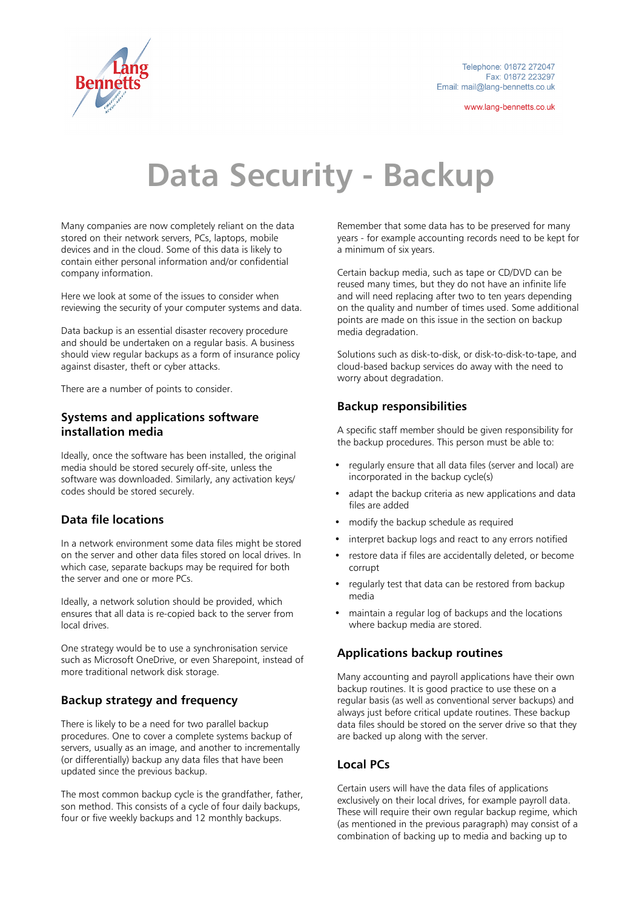Telephone: 01872 272047
Fax: 01872 223297
Email: mail@lang-bennetts.co.uk

www.lang-bennetts.co.uk

# Data Security - Backup

Many companies are now completely reliant on the data stored on their network servers, PCs, laptops, mobile devices and in the cloud. Some of this data is likely to contain either personal information and/or confidential company information.

Here we look at some of the issues to consider when reviewing the security of your computer systems and data.

Data backup is an essential disaster recovery procedure and should be undertaken on a regular basis. A business should view regular backups as a form of insurance policy against disaster, theft or cyber attacks.

There are a number of points to consider.

## Systems and applications software installation media

Ideally, once the software has been installed, the original media should be stored securely off-site, unless the software was downloaded. Similarly, any activation keys/codes should be stored securely.

## Data file locations

In a network environment some data files might be stored on the server and other data files stored on local drives. In which case, separate backups may be required for both the server and one or more PCs.

Ideally, a network solution should be provided, which ensures that all data is re-copied back to the server from local drives.

One strategy would be to use a synchronisation service such as Microsoft OneDrive, or even Sharepoint, instead of more traditional network disk storage.

## Backup strategy and frequency

There is likely to be a need for two parallel backup procedures. One to cover a complete systems backup of servers, usually as an image, and another to incrementally (or differentially) backup any data files that have been updated since the previous backup.

The most common backup cycle is the grandfather, father, son method. This consists of a cycle of four daily backups, four or five weekly backups and 12 monthly backups.

Remember that some data has to be preserved for many years - for example accounting records need to be kept for a minimum of six years.

Certain backup media, such as tape or CD/DVD can be reused many times, but they do not have an infinite life and will need replacing after two to ten years depending on the quality and number of times used. Some additional points are made on this issue in the section on backup media degradation.

Solutions such as disk-to-disk, or disk-to-disk-to-tape, and cloud-based backup services do away with the need to worry about degradation.

## Backup responsibilities

A specific staff member should be given responsibility for the backup procedures. This person must be able to:

- regularly ensure that all data files (server and local) are incorporated in the backup cycle(s)
- adapt the backup criteria as new applications and data files are added
- modify the backup schedule as required
- interpret backup logs and react to any errors notified
- restore data if files are accidentally deleted, or become corrupt
- regularly test that data can be restored from backup media
- maintain a regular log of backups and the locations where backup media are stored.

## Applications backup routines

Many accounting and payroll applications have their own backup routines. It is good practice to use these on a regular basis (as well as conventional server backups) and always just before critical update routines. These backup data files should be stored on the server drive so that they are backed up along with the server.

## Local PCs

Certain users will have the data files of applications exclusively on their local drives, for example payroll data. These will require their own regular backup regime, which (as mentioned in the previous paragraph) may consist of a combination of backing up to media and backing up to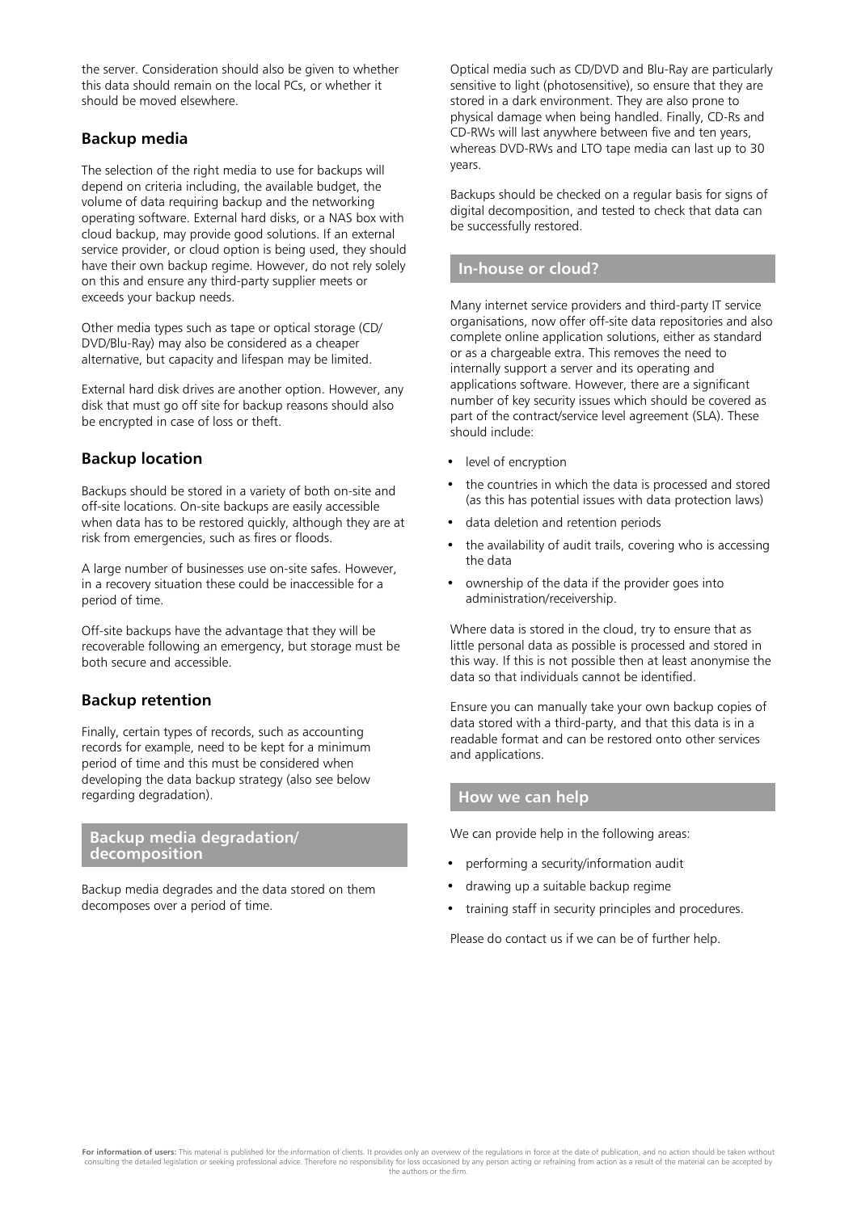the server. Consideration should also be given to whether this data should remain on the local PCs, or whether it should be moved elsewhere.

### Backup media

The selection of the right media to use for backups will depend on criteria including, the available budget, the volume of data requiring backup and the networking operating software. External hard disks, or a NAS box with cloud backup, may provide good solutions. If an external service provider, or cloud option is being used, they should have their own backup regime. However, do not rely solely on this and ensure any third-party supplier meets or exceeds your backup needs.

Other media types such as tape or optical storage (CD/DVD/Blu-Ray) may also be considered as a cheaper alternative, but capacity and lifespan may be limited.

External hard disk drives are another option. However, any disk that must go off site for backup reasons should also be encrypted in case of loss or theft.

### Backup location

Backups should be stored in a variety of both on-site and off-site locations. On-site backups are easily accessible when data has to be restored quickly, although they are at risk from emergencies, such as fires or floods.

A large number of businesses use on-site safes. However, in a recovery situation these could be inaccessible for a period of time.

Off-site backups have the advantage that they will be recoverable following an emergency, but storage must be both secure and accessible.

### Backup retention

Finally, certain types of records, such as accounting records for example, need to be kept for a minimum period of time and this must be considered when developing the data backup strategy (also see below regarding degradation).

## Backup media degradation/decomposition

Backup media degrades and the data stored on them decomposes over a period of time.

Optical media such as CD/DVD and Blu-Ray are particularly sensitive to light (photosensitive), so ensure that they are stored in a dark environment. They are also prone to physical damage when being handled. Finally, CD-Rs and CD-RWs will last anywhere between five and ten years, whereas DVD-RWs and LTO tape media can last up to 30 years.

Backups should be checked on a regular basis for signs of digital decomposition, and tested to check that data can be successfully restored.

## In-house or cloud?

Many internet service providers and third-party IT service organisations, now offer off-site data repositories and also complete online application solutions, either as standard or as a chargeable extra. This removes the need to internally support a server and its operating and applications software. However, there are a significant number of key security issues which should be covered as part of the contract/service level agreement (SLA). These should include:

- level of encryption
- the countries in which the data is processed and stored (as this has potential issues with data protection laws)
- data deletion and retention periods
- the availability of audit trails, covering who is accessing the data
- ownership of the data if the provider goes into administration/receivership.

Where data is stored in the cloud, try to ensure that as little personal data as possible is processed and stored in this way. If this is not possible then at least anonymise the data so that individuals cannot be identified.

Ensure you can manually take your own backup copies of data stored with a third-party, and that this data is in a readable format and can be restored onto other services and applications.

## How we can help

We can provide help in the following areas:

- performing a security/information audit
- drawing up a suitable backup regime
- training staff in security principles and procedures.

Please do contact us if we can be of further help.

**For information of users:** This material is published for the information of clients. It provides only an overview of the regulations in force at the date of publication, and no action should be taken without consulting the detailed legislation or seeking professional advice. Therefore no responsibility for loss occasioned by any person acting or refraining from action as a result of the material can be accepted by the authors or the firm.